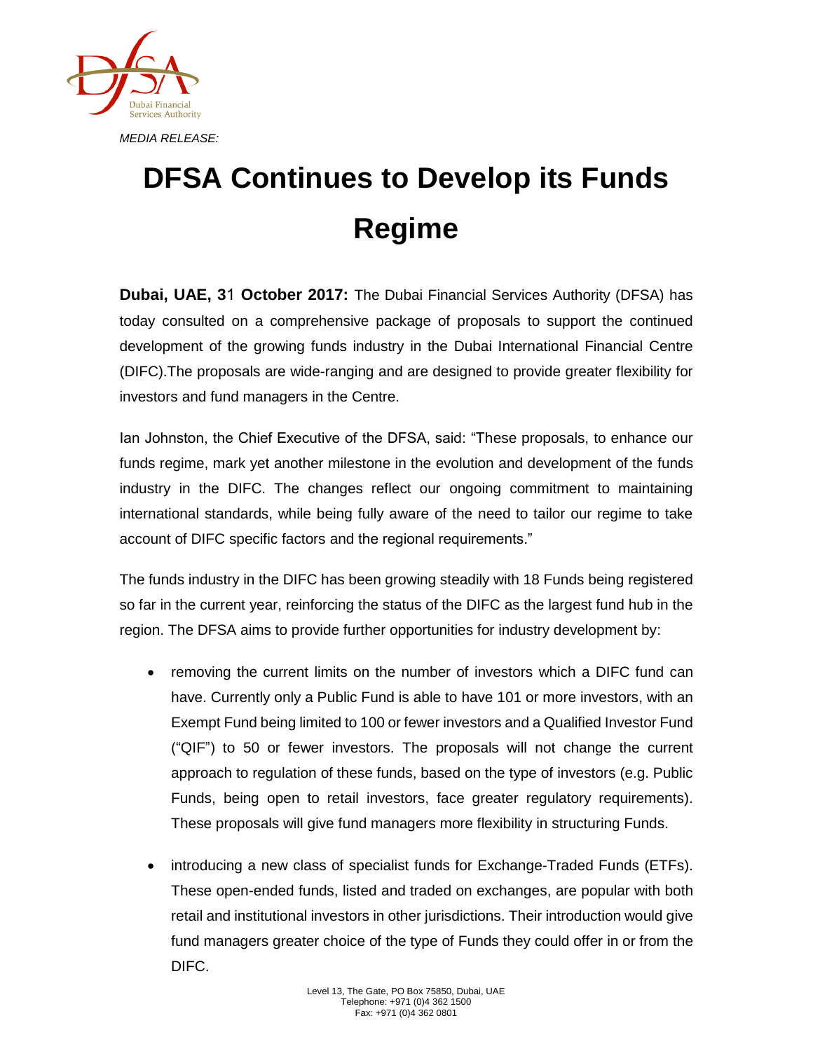*MEDIA RELEASE:*

# DFSA Continues to Develop its Funds Regime

**Dubai, UAE, 31 October 2017:** The Dubai Financial Services Authority (DFSA) has today consulted on a comprehensive package of proposals to support the continued development of the growing funds industry in the Dubai International Financial Centre (DIFC).The proposals are wide-ranging and are designed to provide greater flexibility for investors and fund managers in the Centre.

Ian Johnston, the Chief Executive of the DFSA, said: "These proposals, to enhance our funds regime, mark yet another milestone in the evolution and development of the funds industry in the DIFC. The changes reflect our ongoing commitment to maintaining international standards, while being fully aware of the need to tailor our regime to take account of DIFC specific factors and the regional requirements."

The funds industry in the DIFC has been growing steadily with 18 Funds being registered so far in the current year, reinforcing the status of the DIFC as the largest fund hub in the region. The DFSA aims to provide further opportunities for industry development by:

- removing the current limits on the number of investors which a DIFC fund can have. Currently only a Public Fund is able to have 101 or more investors, with an Exempt Fund being limited to 100 or fewer investors and a Qualified Investor Fund ("QIF") to 50 or fewer investors. The proposals will not change the current approach to regulation of these funds, based on the type of investors (e.g. Public Funds, being open to retail investors, face greater regulatory requirements). These proposals will give fund managers more flexibility in structuring Funds.
- introducing a new class of specialist funds for Exchange-Traded Funds (ETFs). These open-ended funds, listed and traded on exchanges, are popular with both retail and institutional investors in other jurisdictions. Their introduction would give fund managers greater choice of the type of Funds they could offer in or from the DIFC.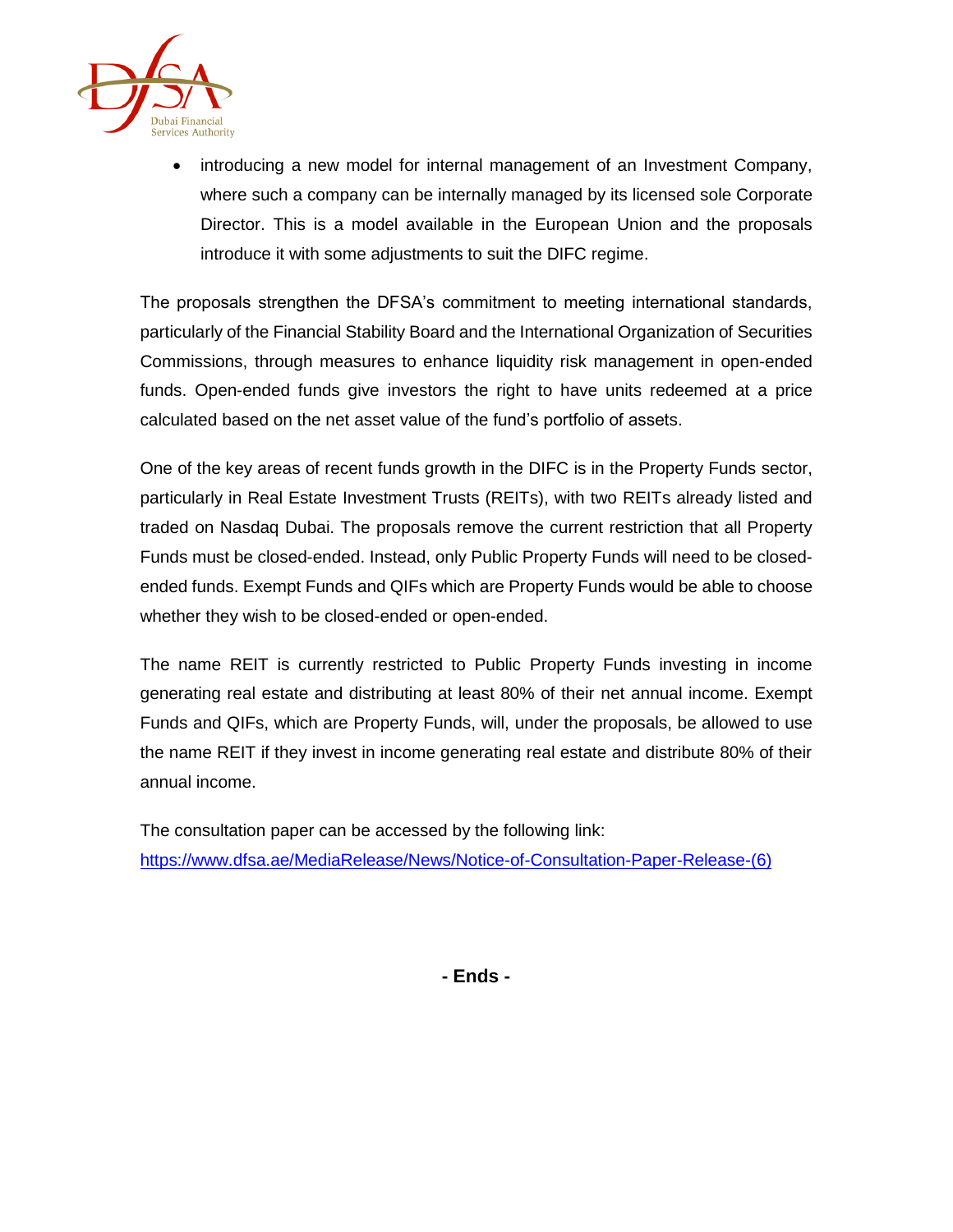- introducing a new model for internal management of an Investment Company, where such a company can be internally managed by its licensed sole Corporate Director. This is a model available in the European Union and the proposals introduce it with some adjustments to suit the DIFC regime.

The proposals strengthen the DFSA's commitment to meeting international standards, particularly of the Financial Stability Board and the International Organization of Securities Commissions, through measures to enhance liquidity risk management in open-ended funds. Open-ended funds give investors the right to have units redeemed at a price calculated based on the net asset value of the fund's portfolio of assets.

One of the key areas of recent funds growth in the DIFC is in the Property Funds sector, particularly in Real Estate Investment Trusts (REITs), with two REITs already listed and traded on Nasdaq Dubai. The proposals remove the current restriction that all Property Funds must be closed-ended. Instead, only Public Property Funds will need to be closed-ended funds. Exempt Funds and QIFs which are Property Funds would be able to choose whether they wish to be closed-ended or open-ended.

The name REIT is currently restricted to Public Property Funds investing in income generating real estate and distributing at least 80% of their net annual income. Exempt Funds and QIFs, which are Property Funds, will, under the proposals, be allowed to use the name REIT if they invest in income generating real estate and distribute 80% of their annual income.

The consultation paper can be accessed by the following link:
https://www.dfsa.ae/MediaRelease/News/Notice-of-Consultation-Paper-Release-(6)

**- Ends -**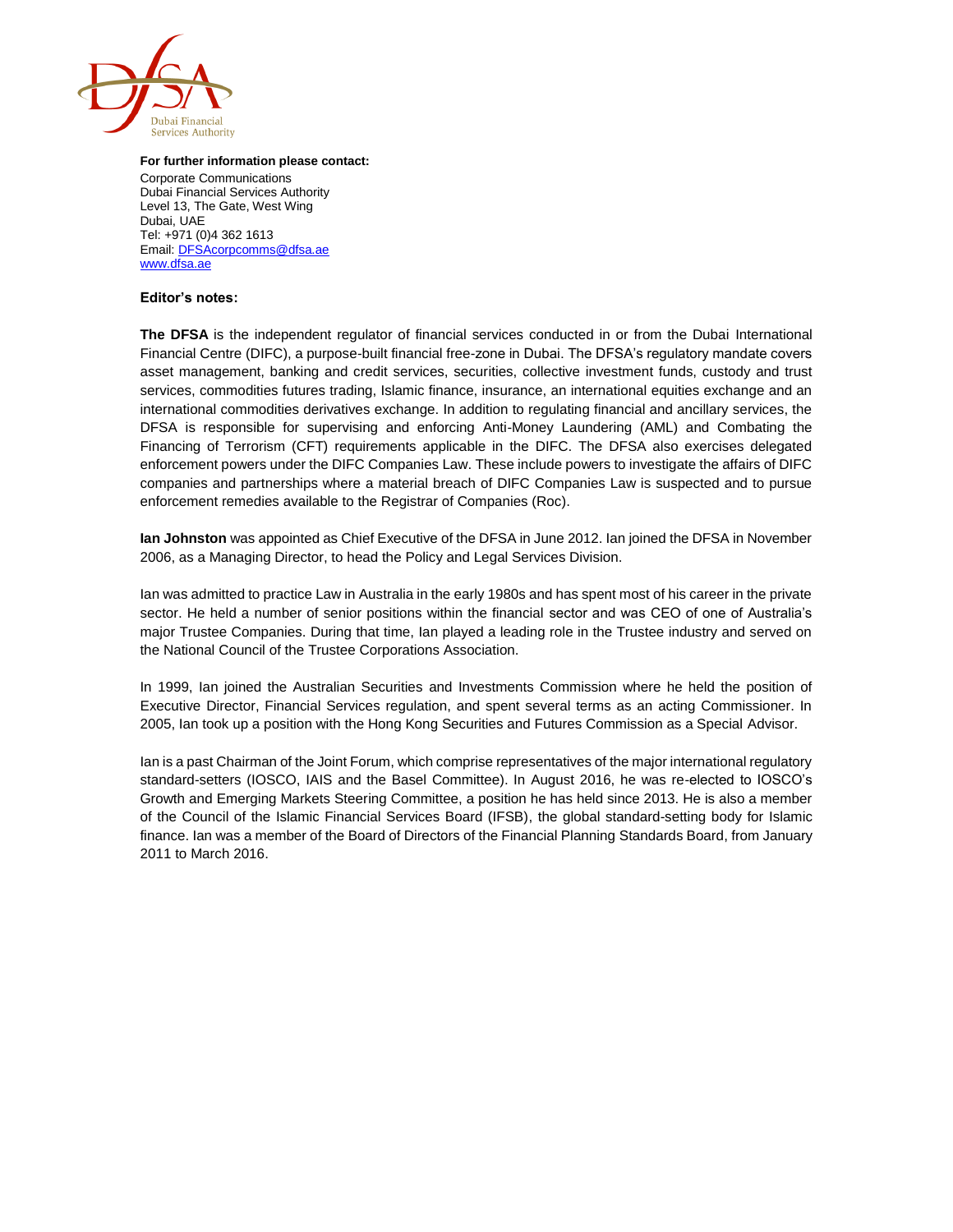**For further information please contact:**

Corporate Communications
Dubai Financial Services Authority
Level 13, The Gate, West Wing
Dubai, UAE
Tel: +971 (0)4 362 1613
Email: [DFSAcorpcomms@dfsa.ae](mailto:DFSAcorpcomms@dfsa.ae)
[www.dfsa.ae](http://www.dfsa.ae)

**Editor's notes:**

**The DFSA** is the independent regulator of financial services conducted in or from the Dubai International Financial Centre (DIFC), a purpose-built financial free-zone in Dubai. The DFSA's regulatory mandate covers asset management, banking and credit services, securities, collective investment funds, custody and trust services, commodities futures trading, Islamic finance, insurance, an international equities exchange and an international commodities derivatives exchange. In addition to regulating financial and ancillary services, the DFSA is responsible for supervising and enforcing Anti-Money Laundering (AML) and Combating the Financing of Terrorism (CFT) requirements applicable in the DIFC. The DFSA also exercises delegated enforcement powers under the DIFC Companies Law. These include powers to investigate the affairs of DIFC companies and partnerships where a material breach of DIFC Companies Law is suspected and to pursue enforcement remedies available to the Registrar of Companies (Roc).

**Ian Johnston** was appointed as Chief Executive of the DFSA in June 2012. Ian joined the DFSA in November 2006, as a Managing Director, to head the Policy and Legal Services Division.

Ian was admitted to practice Law in Australia in the early 1980s and has spent most of his career in the private sector. He held a number of senior positions within the financial sector and was CEO of one of Australia's major Trustee Companies. During that time, Ian played a leading role in the Trustee industry and served on the National Council of the Trustee Corporations Association.

In 1999, Ian joined the Australian Securities and Investments Commission where he held the position of Executive Director, Financial Services regulation, and spent several terms as an acting Commissioner. In 2005, Ian took up a position with the Hong Kong Securities and Futures Commission as a Special Advisor.

Ian is a past Chairman of the Joint Forum, which comprise representatives of the major international regulatory standard-setters (IOSCO, IAIS and the Basel Committee). In August 2016, he was re-elected to IOSCO's Growth and Emerging Markets Steering Committee, a position he has held since 2013. He is also a member of the Council of the Islamic Financial Services Board (IFSB), the global standard-setting body for Islamic finance. Ian was a member of the Board of Directors of the Financial Planning Standards Board, from January 2011 to March 2016.